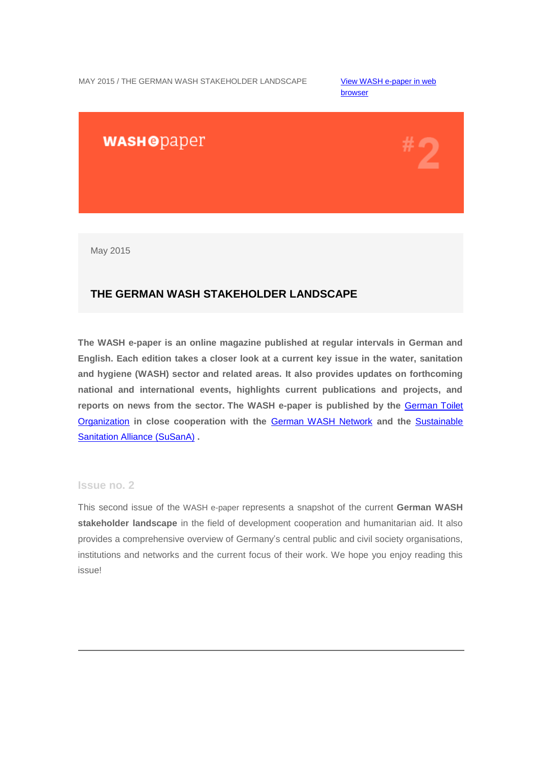MAY 2015 / THE GERMAN WASH STAKEHOLDER LANDSCAPE

[View WASH e-paper in web browser]

WASH e paper

#2

May 2015

## THE GERMAN WASH STAKEHOLDER LANDSCAPE

**The WASH e-paper is an online magazine published at regular intervals in German and English. Each edition takes a closer look at a current key issue in the water, sanitation and hygiene (WASH) sector and related areas. It also provides updates on forthcoming national and international events, highlights current publications and projects, and reports on news from the sector. The WASH e-paper is published by the [German Toilet Organization] in close cooperation with the [German WASH Network] and the [Sustainable Sanitation Alliance (SuSanA)] .**

### Issue no. 2

This second issue of the WASH e-paper represents a snapshot of the current **German WASH stakeholder landscape** in the field of development cooperation and humanitarian aid. It also provides a comprehensive overview of Germany's central public and civil society organisations, institutions and networks and the current focus of their work. We hope you enjoy reading this issue!

---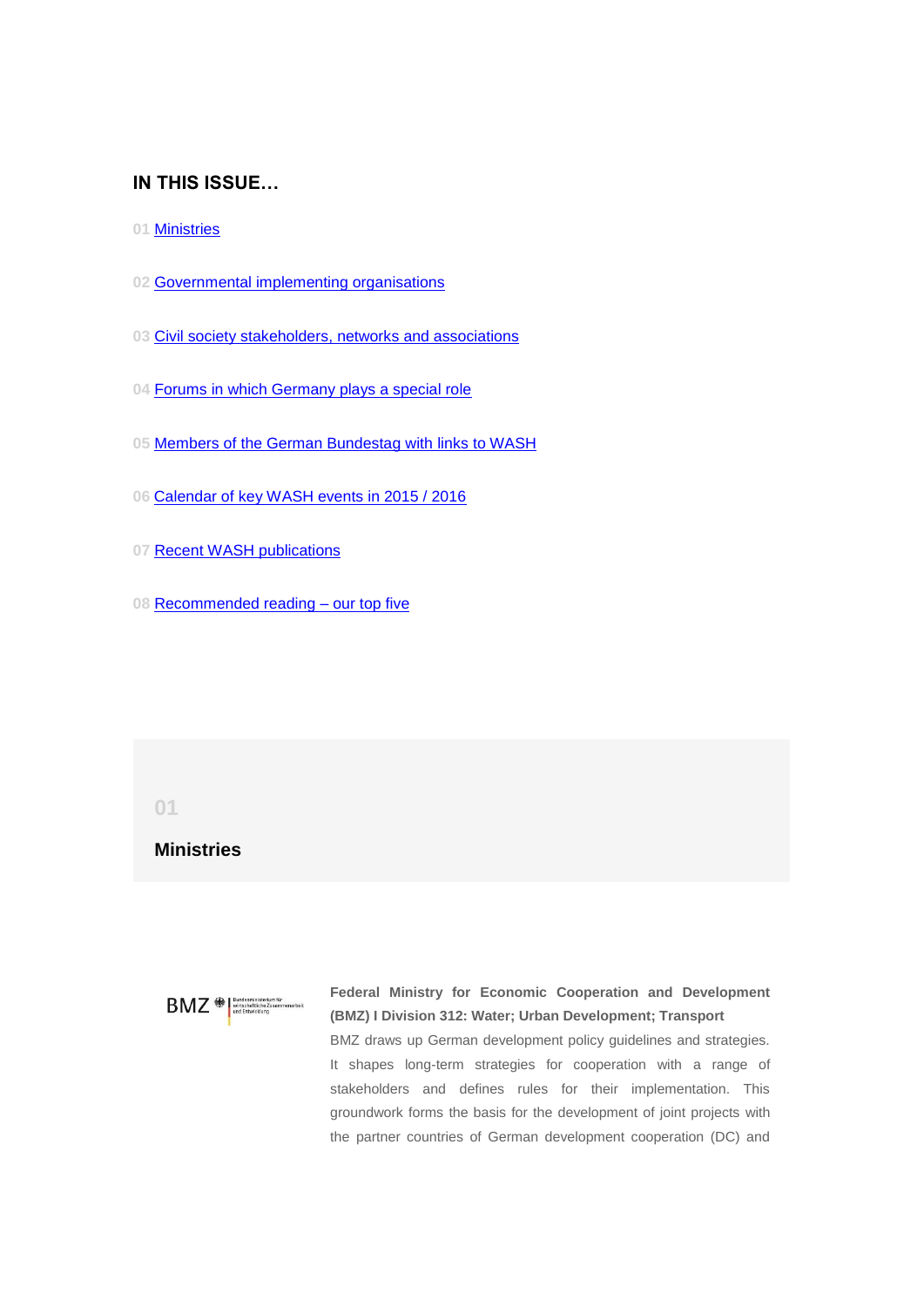## IN THIS ISSUE…

01 Ministries

02 Governmental implementing organisations

03 Civil society stakeholders, networks and associations

04 Forums in which Germany plays a special role

05 Members of the German Bundestag with links to WASH

06 Calendar of key WASH events in 2015 / 2016

07 Recent WASH publications

08 Recommended reading – our top five

01

## Ministries

**Federal Ministry for Economic Cooperation and Development (BMZ) I Division 312: Water; Urban Development; Transport**

BMZ draws up German development policy guidelines and strategies. It shapes long-term strategies for cooperation with a range of stakeholders and defines rules for their implementation. This groundwork forms the basis for the development of joint projects with the partner countries of German development cooperation (DC) and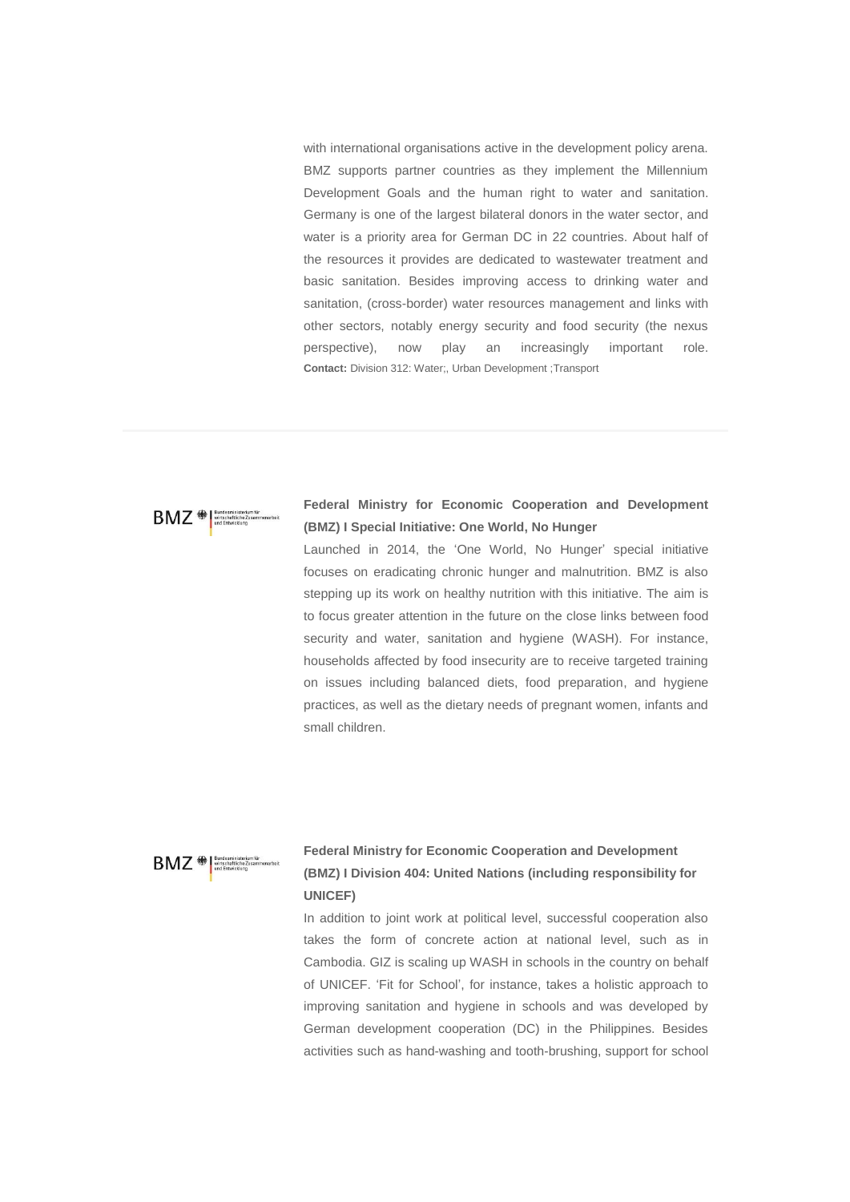with international organisations active in the development policy arena. BMZ supports partner countries as they implement the Millennium Development Goals and the human right to water and sanitation. Germany is one of the largest bilateral donors in the water sector, and water is a priority area for German DC in 22 countries. About half of the resources it provides are dedicated to wastewater treatment and basic sanitation. Besides improving access to drinking water and sanitation, (cross-border) water resources management and links with other sectors, notably energy security and food security (the nexus perspective), now play an increasingly important role.
**Contact:** Division 312: Water;, Urban Development ;Transport

---

**Federal Ministry for Economic Cooperation and Development (BMZ) I Special Initiative: One World, No Hunger**

Launched in 2014, the 'One World, No Hunger' special initiative focuses on eradicating chronic hunger and malnutrition. BMZ is also stepping up its work on healthy nutrition with this initiative. The aim is to focus greater attention in the future on the close links between food security and water, sanitation and hygiene (WASH). For instance, households affected by food insecurity are to receive targeted training on issues including balanced diets, food preparation, and hygiene practices, as well as the dietary needs of pregnant women, infants and small children.

**Federal Ministry for Economic Cooperation and Development (BMZ) I Division 404: United Nations (including responsibility for UNICEF)**

In addition to joint work at political level, successful cooperation also takes the form of concrete action at national level, such as in Cambodia. GIZ is scaling up WASH in schools in the country on behalf of UNICEF. 'Fit for School', for instance, takes a holistic approach to improving sanitation and hygiene in schools and was developed by German development cooperation (DC) in the Philippines. Besides activities such as hand-washing and tooth-brushing, support for school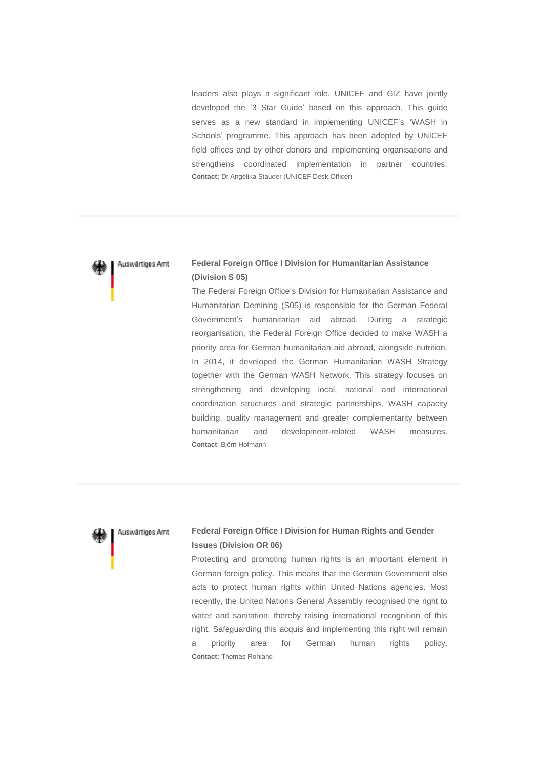leaders also plays a significant role. UNICEF and GIZ have jointly developed the '3 Star Guide' based on this approach. This guide serves as a new standard in implementing UNICEF's 'WASH in Schools' programme. This approach has been adopted by UNICEF field offices and by other donors and implementing organisations and strengthens coordinated implementation in partner countries.
**Contact:** Dr Angelika Stauder (UNICEF Desk Officer)

---

Auswärtiges Amt

### Federal Foreign Office I Division for Humanitarian Assistance (Division S 05)

The Federal Foreign Office's Division for Humanitarian Assistance and Humanitarian Demining (S05) is responsible for the German Federal Government's humanitarian aid abroad. During a strategic reorganisation, the Federal Foreign Office decided to make WASH a priority area for German humanitarian aid abroad, alongside nutrition. In 2014, it developed the German Humanitarian WASH Strategy together with the German WASH Network. This strategy focuses on strengthening and developing local, national and international coordination structures and strategic partnerships, WASH capacity building, quality management and greater complementarity between humanitarian and development-related WASH measures.
**Contact**: Björn Hofmann

---

Auswärtiges Amt

### Federal Foreign Office I Division for Human Rights and Gender Issues (Division OR 06)

Protecting and promoting human rights is an important element in German foreign policy. This means that the German Government also acts to protect human rights within United Nations agencies. Most recently, the United Nations General Assembly recognised the right to water and sanitation, thereby raising international recognition of this right. Safeguarding this acquis and implementing this right will remain a priority area for German human rights policy.
**Contact:** Thomas Rohland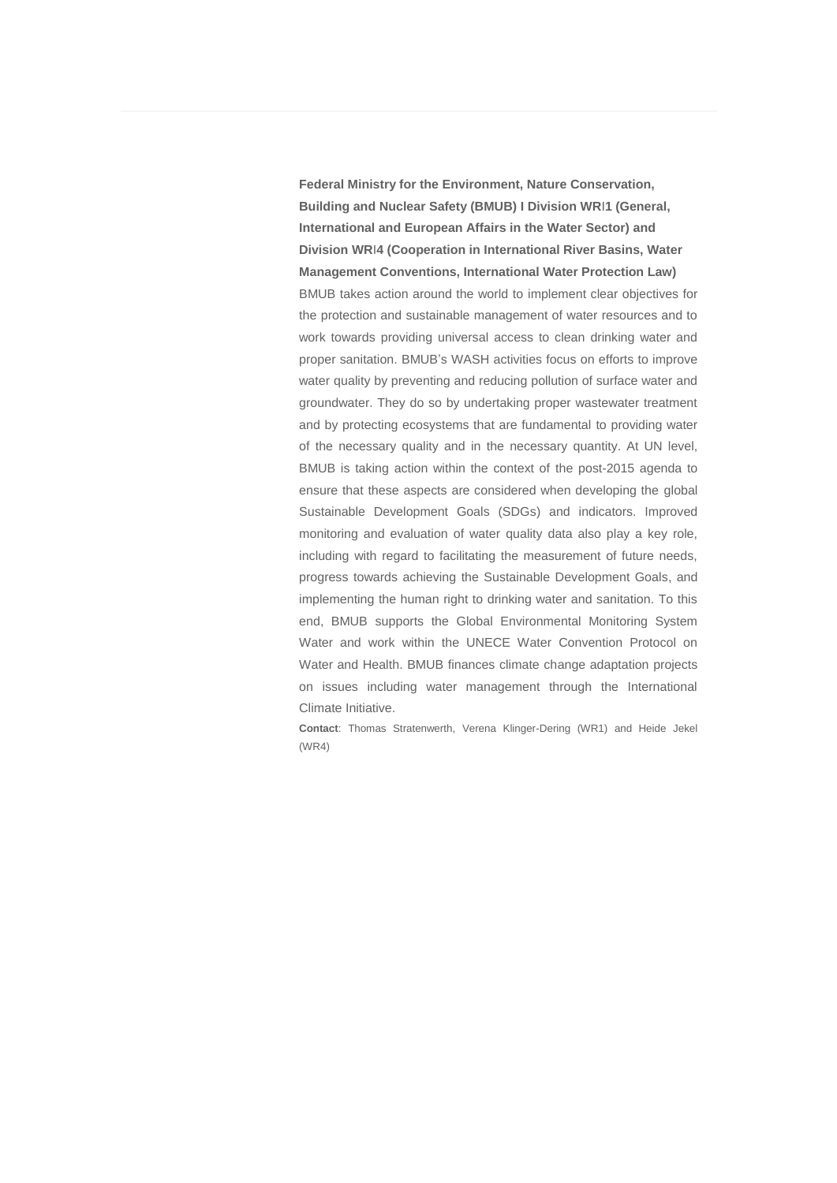**Federal Ministry for the Environment, Nature Conservation, Building and Nuclear Safety (BMUB) I Division WRI1 (General, International and European Affairs in the Water Sector) and Division WRI4 (Cooperation in International River Basins, Water Management Conventions, International Water Protection Law)**

BMUB takes action around the world to implement clear objectives for the protection and sustainable management of water resources and to work towards providing universal access to clean drinking water and proper sanitation. BMUB's WASH activities focus on efforts to improve water quality by preventing and reducing pollution of surface water and groundwater. They do so by undertaking proper wastewater treatment and by protecting ecosystems that are fundamental to providing water of the necessary quality and in the necessary quantity. At UN level, BMUB is taking action within the context of the post-2015 agenda to ensure that these aspects are considered when developing the global Sustainable Development Goals (SDGs) and indicators. Improved monitoring and evaluation of water quality data also play a key role, including with regard to facilitating the measurement of future needs, progress towards achieving the Sustainable Development Goals, and implementing the human right to drinking water and sanitation. To this end, BMUB supports the Global Environmental Monitoring System Water and work within the UNECE Water Convention Protocol on Water and Health. BMUB finances climate change adaptation projects on issues including water management through the International Climate Initiative.

**Contact**: Thomas Stratenwerth, Verena Klinger-Dering (WR1) and Heide Jekel (WR4)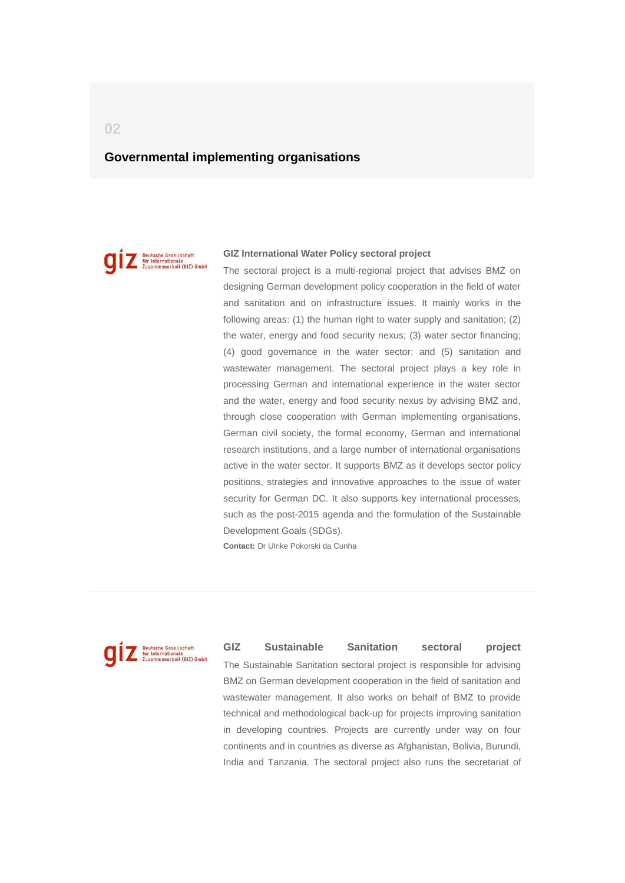02

## Governmental implementing organisations

### GIZ International Water Policy sectoral project

The sectoral project is a multi-regional project that advises BMZ on designing German development policy cooperation in the field of water and sanitation and on infrastructure issues. It mainly works in the following areas: (1) the human right to water supply and sanitation; (2) the water, energy and food security nexus; (3) water sector financing; (4) good governance in the water sector; and (5) sanitation and wastewater management. The sectoral project plays a key role in processing German and international experience in the water sector and the water, energy and food security nexus by advising BMZ and, through close cooperation with German implementing organisations, German civil society, the formal economy, German and international research institutions, and a large number of international organisations active in the water sector. It supports BMZ as it develops sector policy positions, strategies and innovative approaches to the issue of water security for German DC. It also supports key international processes, such as the post-2015 agenda and the formulation of the Sustainable Development Goals (SDGs).

**Contact:** Dr Ulrike Pokorski da Cunha

### GIZ Sustainable Sanitation sectoral project

The Sustainable Sanitation sectoral project is responsible for advising BMZ on German development cooperation in the field of sanitation and wastewater management. It also works on behalf of BMZ to provide technical and methodological back-up for projects improving sanitation in developing countries. Projects are currently under way on four continents and in countries as diverse as Afghanistan, Bolivia, Burundi, India and Tanzania. The sectoral project also runs the secretariat of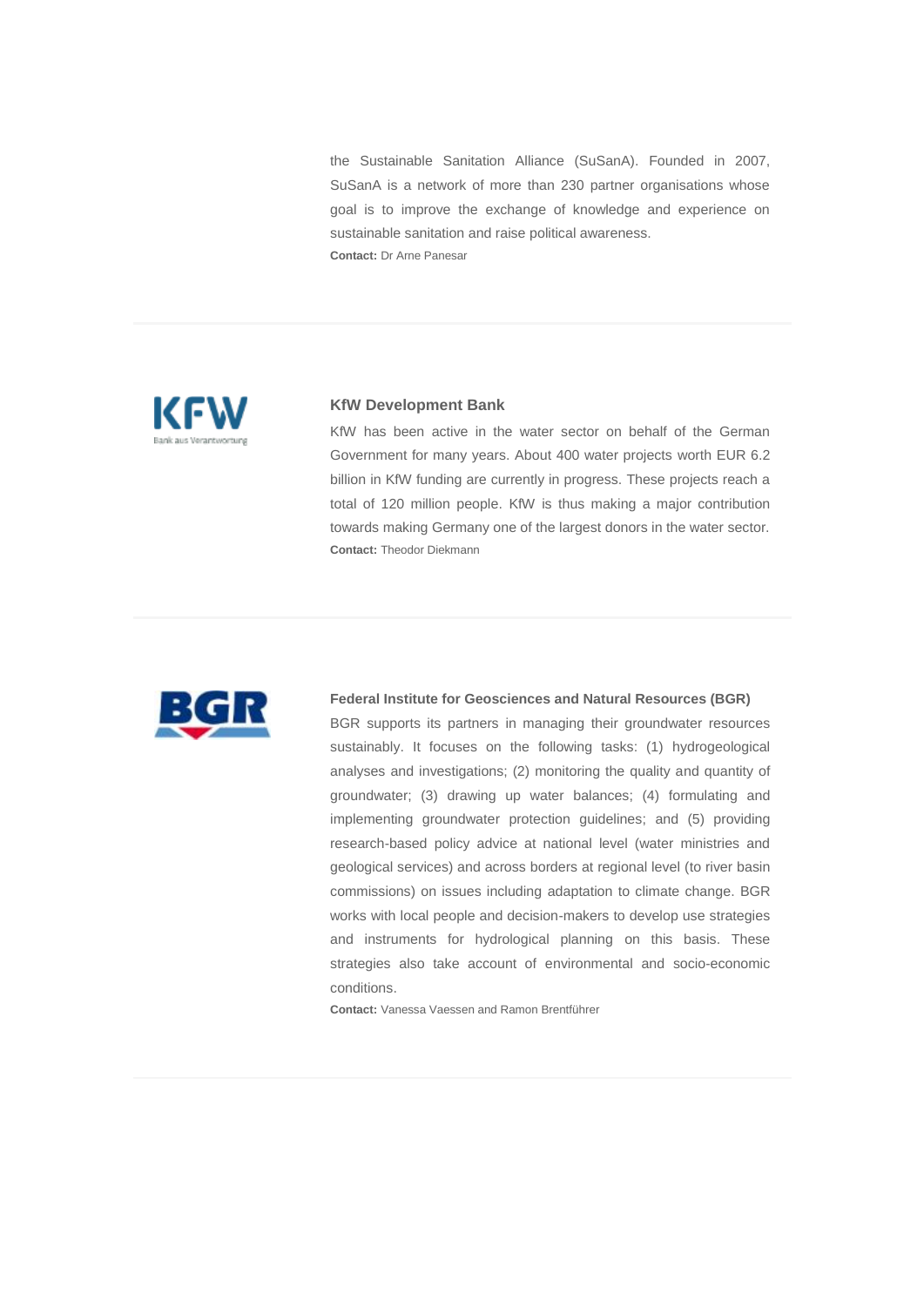the Sustainable Sanitation Alliance (SuSanA). Founded in 2007, SuSanA is a network of more than 230 partner organisations whose goal is to improve the exchange of knowledge and experience on sustainable sanitation and raise political awareness.

**Contact:** Dr Arne Panesar

---

### KfW Development Bank

KfW has been active in the water sector on behalf of the German Government for many years. About 400 water projects worth EUR 6.2 billion in KfW funding are currently in progress. These projects reach a total of 120 million people. KfW is thus making a major contribution towards making Germany one of the largest donors in the water sector.

**Contact:** Theodor Diekmann

---

### Federal Institute for Geosciences and Natural Resources (BGR)

BGR supports its partners in managing their groundwater resources sustainably. It focuses on the following tasks: (1) hydrogeological analyses and investigations; (2) monitoring the quality and quantity of groundwater; (3) drawing up water balances; (4) formulating and implementing groundwater protection guidelines; and (5) providing research-based policy advice at national level (water ministries and geological services) and across borders at regional level (to river basin commissions) on issues including adaptation to climate change. BGR works with local people and decision-makers to develop use strategies and instruments for hydrological planning on this basis. These strategies also take account of environmental and socio-economic conditions.

**Contact:** Vanessa Vaessen and Ramon Brentführer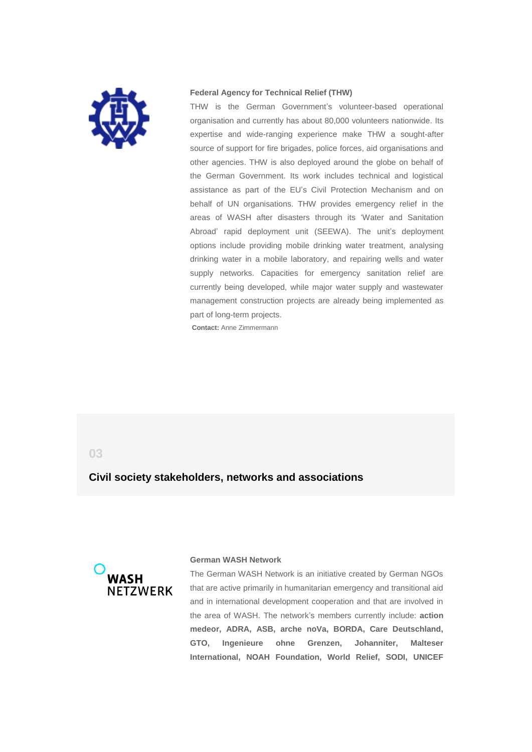**Federal Agency for Technical Relief (THW)**

THW is the German Government's volunteer-based operational organisation and currently has about 80,000 volunteers nationwide. Its expertise and wide-ranging experience make THW a sought-after source of support for fire brigades, police forces, aid organisations and other agencies. THW is also deployed around the globe on behalf of the German Government. Its work includes technical and logistical assistance as part of the EU's Civil Protection Mechanism and on behalf of UN organisations. THW provides emergency relief in the areas of WASH after disasters through its 'Water and Sanitation Abroad' rapid deployment unit (SEEWA). The unit's deployment options include providing mobile drinking water treatment, analysing drinking water in a mobile laboratory, and repairing wells and water supply networks. Capacities for emergency sanitation relief are currently being developed, while major water supply and wastewater management construction projects are already being implemented as part of long-term projects.

**Contact:** Anne Zimmermann

## 03

## Civil society stakeholders, networks and associations

**German WASH Network**

The German WASH Network is an initiative created by German NGOs that are active primarily in humanitarian emergency and transitional aid and in international development cooperation and that are involved in the area of WASH. The network's members currently include: **action medeor, ADRA, ASB, arche noVa, BORDA, Care Deutschland, GTO, Ingenieure ohne Grenzen, Johanniter, Malteser International, NOAH Foundation, World Relief, SODI, UNICEF**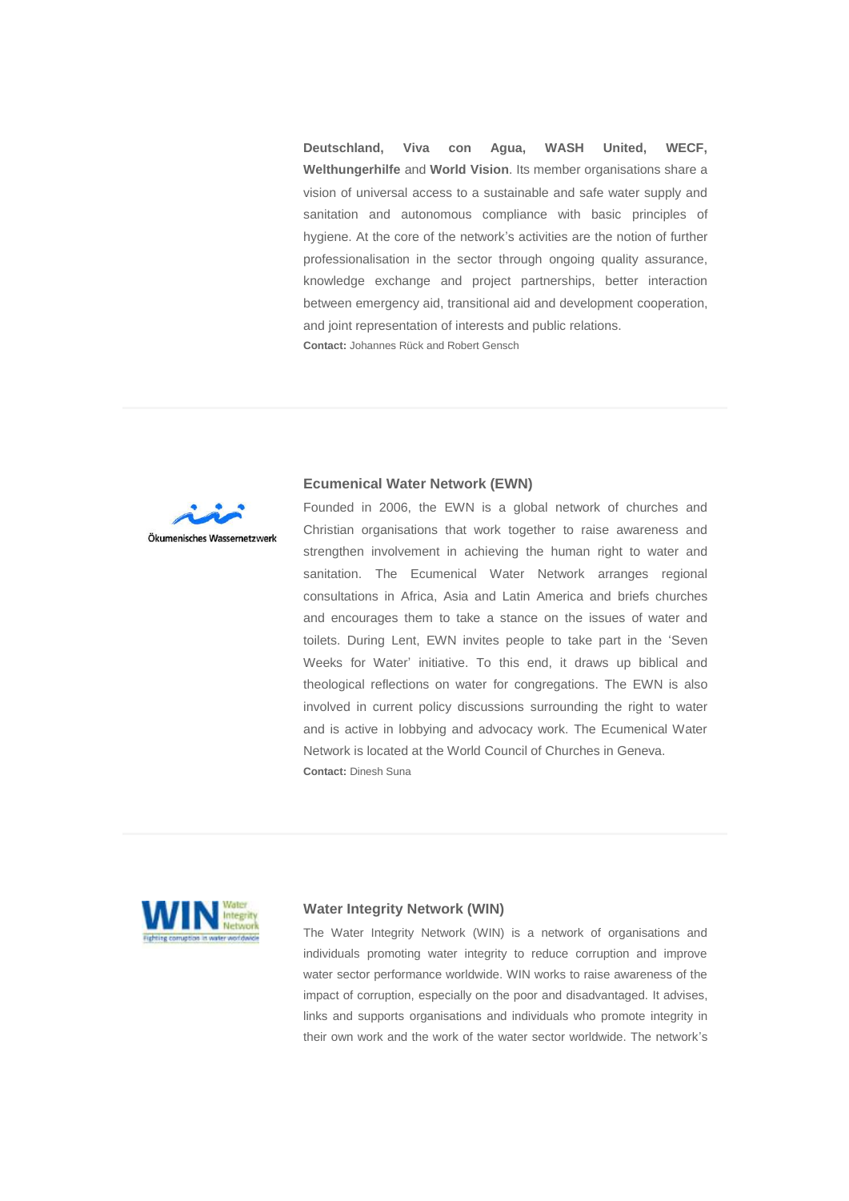**Deutschland, Viva con Agua, WASH United, WECF, Welthungerhilfe** and **World Vision**. Its member organisations share a vision of universal access to a sustainable and safe water supply and sanitation and autonomous compliance with basic principles of hygiene. At the core of the network's activities are the notion of further professionalisation in the sector through ongoing quality assurance, knowledge exchange and project partnerships, better interaction between emergency aid, transitional aid and development cooperation, and joint representation of interests and public relations.

**Contact:** Johannes Rück and Robert Gensch

---

Ökumenisches Wassernetzwerk

### Ecumenical Water Network (EWN)

Founded in 2006, the EWN is a global network of churches and Christian organisations that work together to raise awareness and strengthen involvement in achieving the human right to water and sanitation. The Ecumenical Water Network arranges regional consultations in Africa, Asia and Latin America and briefs churches and encourages them to take a stance on the issues of water and toilets. During Lent, EWN invites people to take part in the 'Seven Weeks for Water' initiative. To this end, it draws up biblical and theological reflections on water for congregations. The EWN is also involved in current policy discussions surrounding the right to water and is active in lobbying and advocacy work. The Ecumenical Water Network is located at the World Council of Churches in Geneva.

**Contact:** Dinesh Suna

---

WIN Water Integrity Network – Fighting corruption in water worldwide

### Water Integrity Network (WIN)

The Water Integrity Network (WIN) is a network of organisations and individuals promoting water integrity to reduce corruption and improve water sector performance worldwide. WIN works to raise awareness of the impact of corruption, especially on the poor and disadvantaged. It advises, links and supports organisations and individuals who promote integrity in their own work and the work of the water sector worldwide. The network's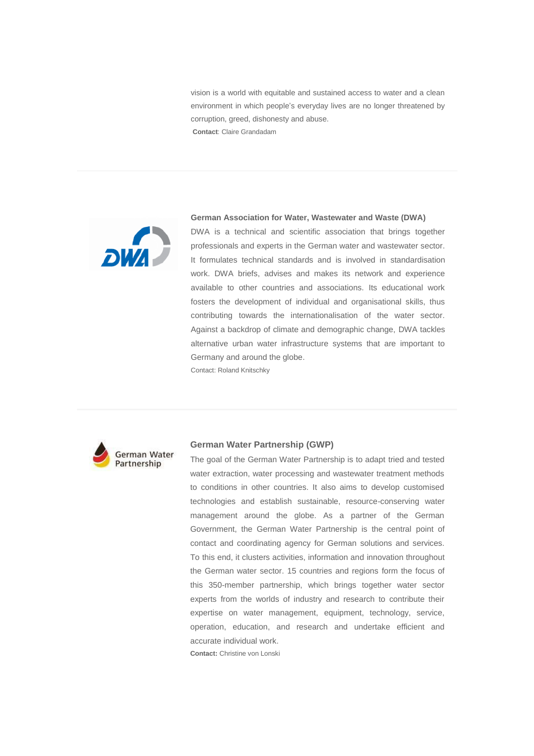vision is a world with equitable and sustained access to water and a clean environment in which people's everyday lives are no longer threatened by corruption, greed, dishonesty and abuse.

**Contact**: Claire Grandadam

---

### German Association for Water, Wastewater and Waste (DWA)

DWA is a technical and scientific association that brings together professionals and experts in the German water and wastewater sector. It formulates technical standards and is involved in standardisation work. DWA briefs, advises and makes its network and experience available to other countries and associations. Its educational work fosters the development of individual and organisational skills, thus contributing towards the internationalisation of the water sector. Against a backdrop of climate and demographic change, DWA tackles alternative urban water infrastructure systems that are important to Germany and around the globe.

Contact: Roland Knitschky

---

### German Water Partnership (GWP)

The goal of the German Water Partnership is to adapt tried and tested water extraction, water processing and wastewater treatment methods to conditions in other countries. It also aims to develop customised technologies and establish sustainable, resource-conserving water management around the globe. As a partner of the German Government, the German Water Partnership is the central point of contact and coordinating agency for German solutions and services. To this end, it clusters activities, information and innovation throughout the German water sector. 15 countries and regions form the focus of this 350-member partnership, which brings together water sector experts from the worlds of industry and research to contribute their expertise on water management, equipment, technology, service, operation, education, and research and undertake efficient and accurate individual work.

**Contact:** Christine von Lonski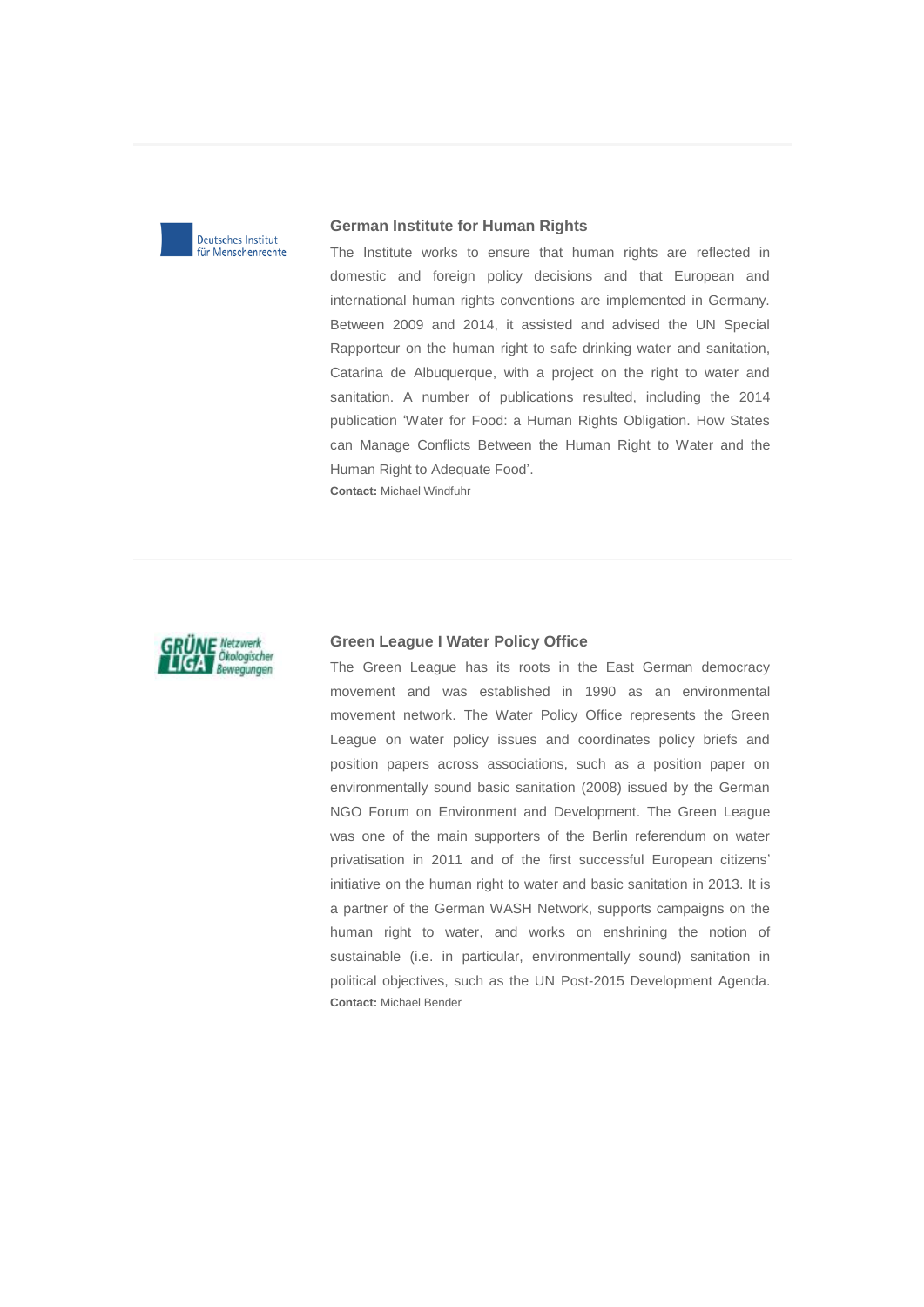Deutsches Institut für Menschenrechte

### German Institute for Human Rights

The Institute works to ensure that human rights are reflected in domestic and foreign policy decisions and that European and international human rights conventions are implemented in Germany. Between 2009 and 2014, it assisted and advised the UN Special Rapporteur on the human right to safe drinking water and sanitation, Catarina de Albuquerque, with a project on the right to water and sanitation. A number of publications resulted, including the 2014 publication 'Water for Food: a Human Rights Obligation. How States can Manage Conflicts Between the Human Right to Water and the Human Right to Adequate Food'.

**Contact:** Michael Windfuhr

---

GRÜNE LIGA Netzwerk Ökologischer Bewegungen

### Green League I Water Policy Office

The Green League has its roots in the East German democracy movement and was established in 1990 as an environmental movement network. The Water Policy Office represents the Green League on water policy issues and coordinates policy briefs and position papers across associations, such as a position paper on environmentally sound basic sanitation (2008) issued by the German NGO Forum on Environment and Development. The Green League was one of the main supporters of the Berlin referendum on water privatisation in 2011 and of the first successful European citizens' initiative on the human right to water and basic sanitation in 2013. It is a partner of the German WASH Network, supports campaigns on the human right to water, and works on enshrining the notion of sustainable (i.e. in particular, environmentally sound) sanitation in political objectives, such as the UN Post-2015 Development Agenda.

**Contact:** Michael Bender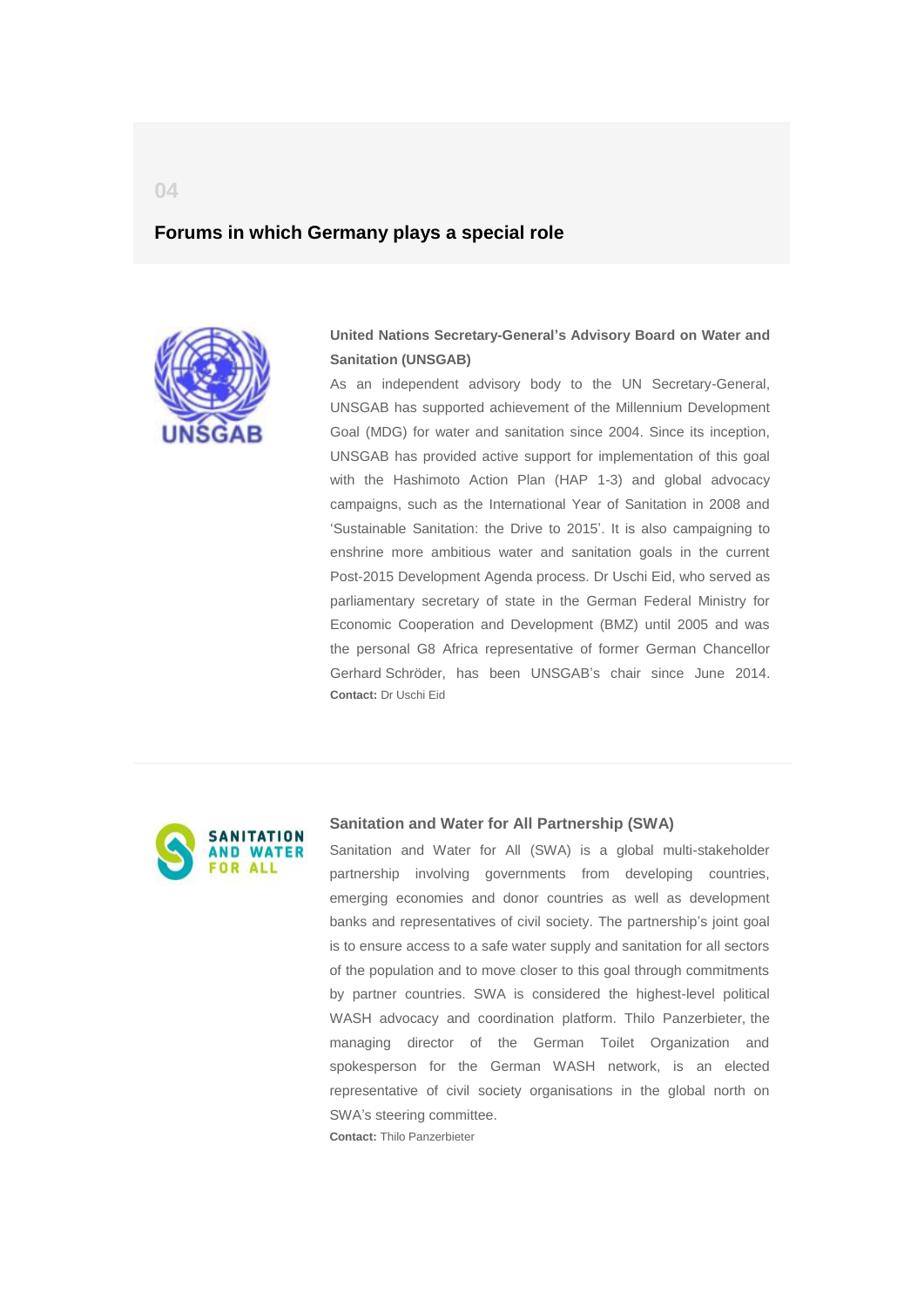04

## Forums in which Germany plays a special role

### United Nations Secretary-General's Advisory Board on Water and Sanitation (UNSGAB)

As an independent advisory body to the UN Secretary-General, UNSGAB has supported achievement of the Millennium Development Goal (MDG) for water and sanitation since 2004. Since its inception, UNSGAB has provided active support for implementation of this goal with the Hashimoto Action Plan (HAP 1-3) and global advocacy campaigns, such as the International Year of Sanitation in 2008 and 'Sustainable Sanitation: the Drive to 2015'. It is also campaigning to enshrine more ambitious water and sanitation goals in the current Post-2015 Development Agenda process. Dr Uschi Eid, who served as parliamentary secretary of state in the German Federal Ministry for Economic Cooperation and Development (BMZ) until 2005 and was the personal G8 Africa representative of former German Chancellor Gerhard Schröder, has been UNSGAB's chair since June 2014.

**Contact:** Dr Uschi Eid

### Sanitation and Water for All Partnership (SWA)

Sanitation and Water for All (SWA) is a global multi-stakeholder partnership involving governments from developing countries, emerging economies and donor countries as well as development banks and representatives of civil society. The partnership's joint goal is to ensure access to a safe water supply and sanitation for all sectors of the population and to move closer to this goal through commitments by partner countries. SWA is considered the highest-level political WASH advocacy and coordination platform. Thilo Panzerbieter, the managing director of the German Toilet Organization and spokesperson for the German WASH network, is an elected representative of civil society organisations in the global north on SWA's steering committee.

**Contact:** Thilo Panzerbieter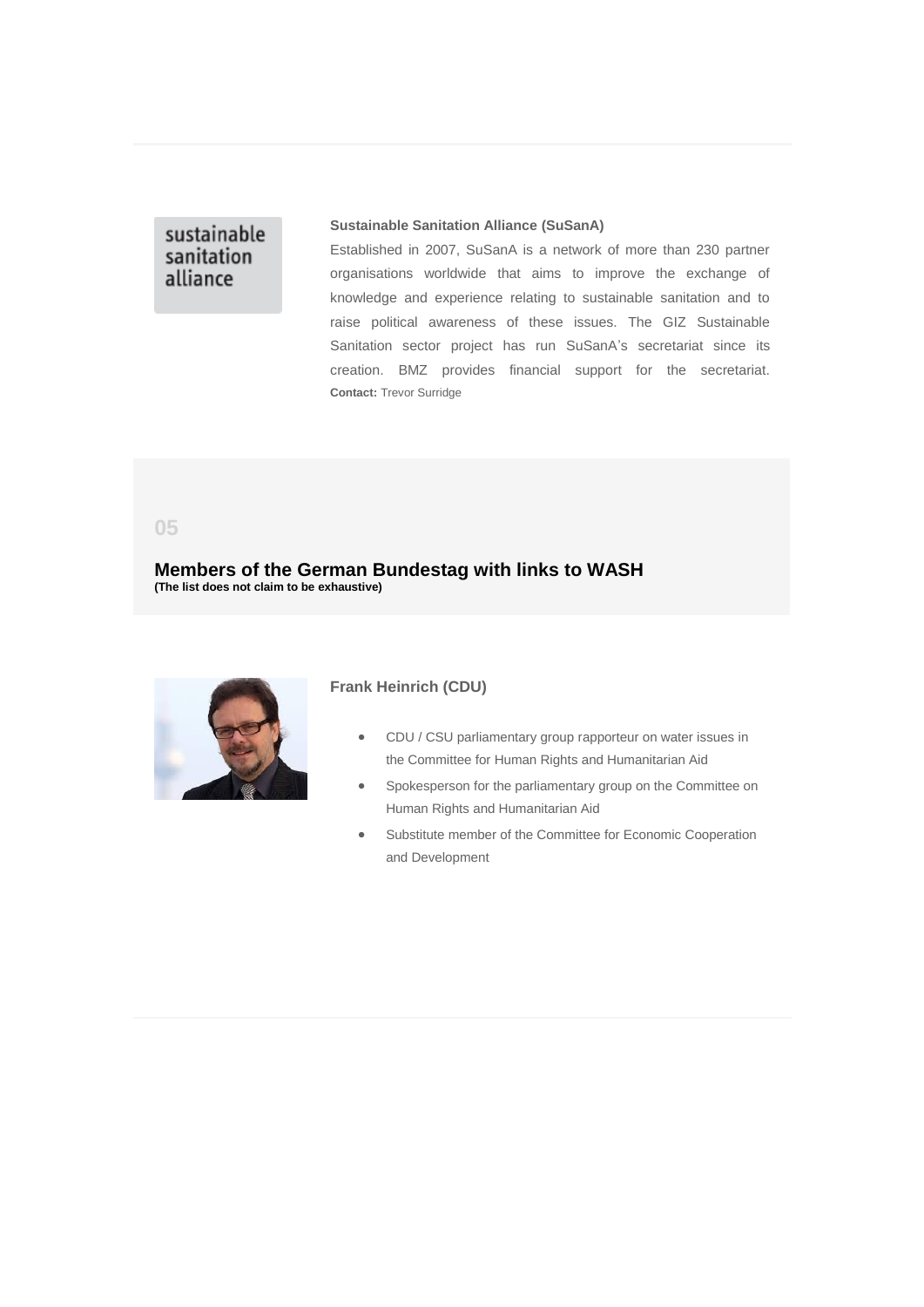**Sustainable Sanitation Alliance (SuSanA)**

Established in 2007, SuSanA is a network of more than 230 partner organisations worldwide that aims to improve the exchange of knowledge and experience relating to sustainable sanitation and to raise political awareness of these issues. The GIZ Sustainable Sanitation sector project has run SuSanA's secretariat since its creation. BMZ provides financial support for the secretariat.
**Contact:** Trevor Surridge

05

## Members of the German Bundestag with links to WASH

**(The list does not claim to be exhaustive)**

### Frank Heinrich (CDU)

- CDU / CSU parliamentary group rapporteur on water issues in the Committee for Human Rights and Humanitarian Aid
- Spokesperson for the parliamentary group on the Committee on Human Rights and Humanitarian Aid
- Substitute member of the Committee for Economic Cooperation and Development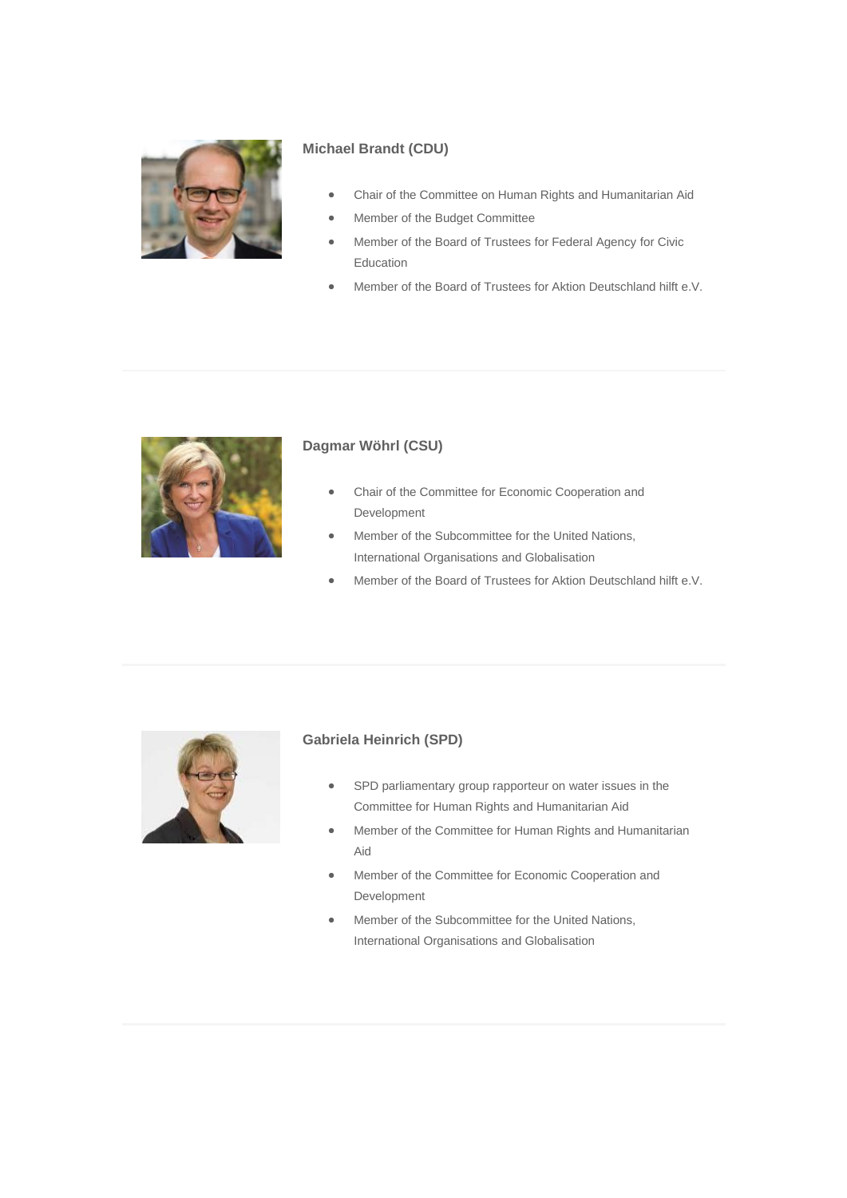### Michael Brandt (CDU)

- Chair of the Committee on Human Rights and Humanitarian Aid
- Member of the Budget Committee
- Member of the Board of Trustees for Federal Agency for Civic Education
- Member of the Board of Trustees for Aktion Deutschland hilft e.V.

---

### Dagmar Wöhrl (CSU)

- Chair of the Committee for Economic Cooperation and Development
- Member of the Subcommittee for the United Nations, International Organisations and Globalisation
- Member of the Board of Trustees for Aktion Deutschland hilft e.V.

---

### Gabriela Heinrich (SPD)

- SPD parliamentary group rapporteur on water issues in the Committee for Human Rights and Humanitarian Aid
- Member of the Committee for Human Rights and Humanitarian Aid
- Member of the Committee for Economic Cooperation and Development
- Member of the Subcommittee for the United Nations, International Organisations and Globalisation

---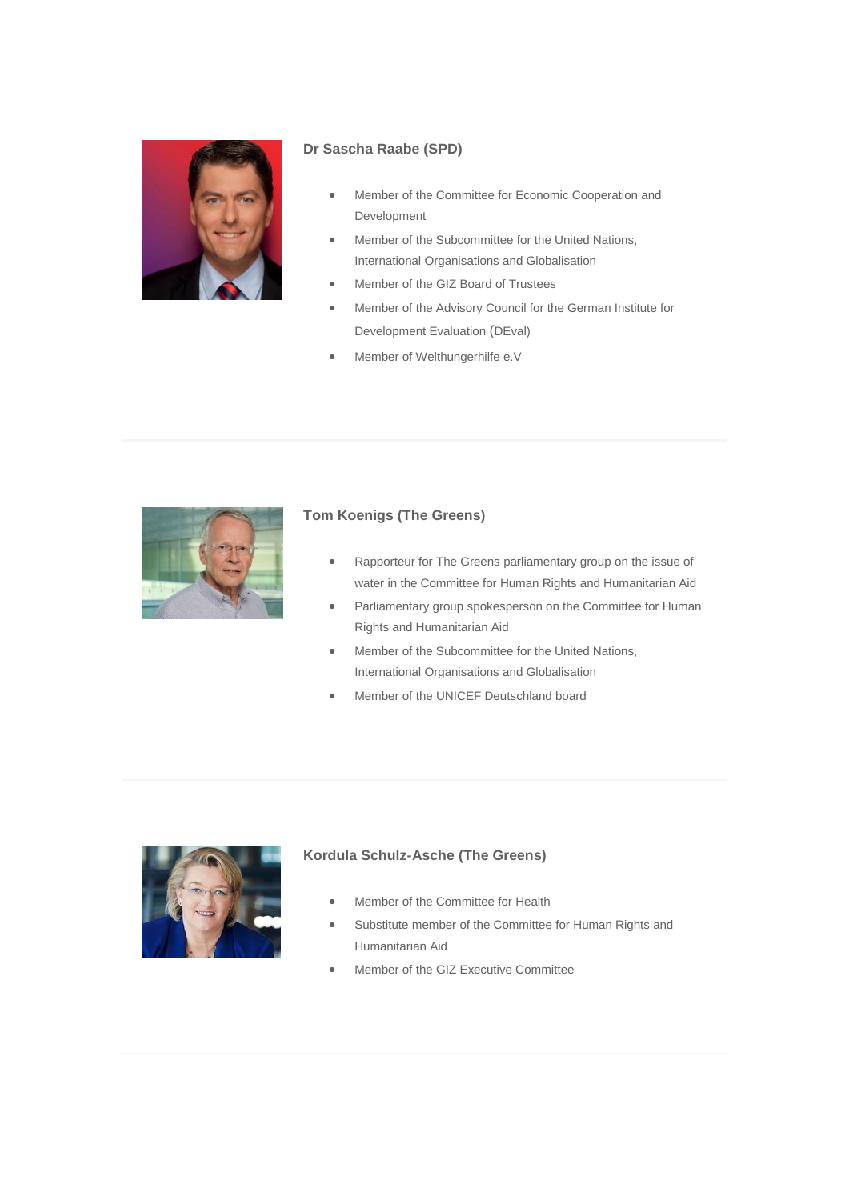### Dr Sascha Raabe (SPD)

- Member of the Committee for Economic Cooperation and Development
- Member of the Subcommittee for the United Nations, International Organisations and Globalisation
- Member of the GIZ Board of Trustees
- Member of the Advisory Council for the German Institute for Development Evaluation (DEval)
- Member of Welthungerhilfe e.V

---

### Tom Koenigs (The Greens)

- Rapporteur for The Greens parliamentary group on the issue of water in the Committee for Human Rights and Humanitarian Aid
- Parliamentary group spokesperson on the Committee for Human Rights and Humanitarian Aid
- Member of the Subcommittee for the United Nations, International Organisations and Globalisation
- Member of the UNICEF Deutschland board

---

### Kordula Schulz-Asche (The Greens)

- Member of the Committee for Health
- Substitute member of the Committee for Human Rights and Humanitarian Aid
- Member of the GIZ Executive Committee

---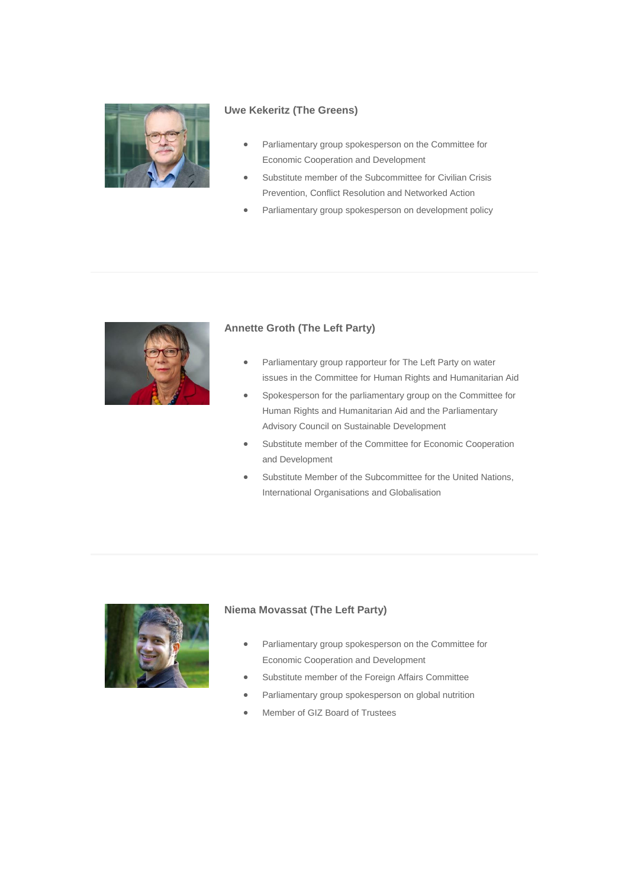### Uwe Kekeritz (The Greens)

- Parliamentary group spokesperson on the Committee for Economic Cooperation and Development
- Substitute member of the Subcommittee for Civilian Crisis Prevention, Conflict Resolution and Networked Action
- Parliamentary group spokesperson on development policy

---

### Annette Groth (The Left Party)

- Parliamentary group rapporteur for The Left Party on water issues in the Committee for Human Rights and Humanitarian Aid
- Spokesperson for the parliamentary group on the Committee for Human Rights and Humanitarian Aid and the Parliamentary Advisory Council on Sustainable Development
- Substitute member of the Committee for Economic Cooperation and Development
- Substitute Member of the Subcommittee for the United Nations, International Organisations and Globalisation

---

### Niema Movassat (The Left Party)

- Parliamentary group spokesperson on the Committee for Economic Cooperation and Development
- Substitute member of the Foreign Affairs Committee
- Parliamentary group spokesperson on global nutrition
- Member of GIZ Board of Trustees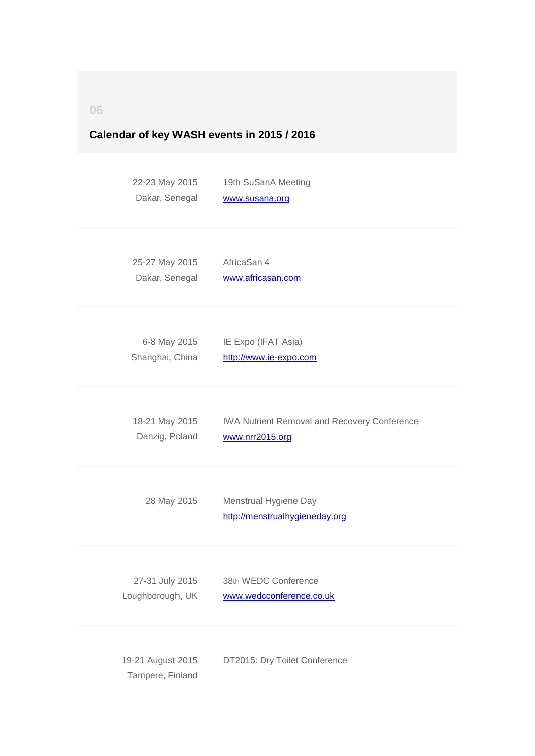06

## Calendar of key WASH events in 2015 / 2016

22-23 May 2015
Dakar, Senegal

19th SuSanA Meeting
www.susana.org

---

25-27 May 2015
Dakar, Senegal

AfricaSan 4
www.africasan.com

---

6-8 May 2015
Shanghai, China

IE Expo (IFAT Asia)
http://www.ie-expo.com

---

18-21 May 2015
Danzig, Poland

IWA Nutrient Removal and Recovery Conference
www.nrr2015.org

---

28 May 2015

Menstrual Hygiene Day
http://menstrualhygieneday.org

---

27-31 July 2015
Loughborough, UK

38th WEDC Conference
www.wedcconference.co.uk

---

19-21 August 2015
Tampere, Finland

DT2015: Dry Toilet Conference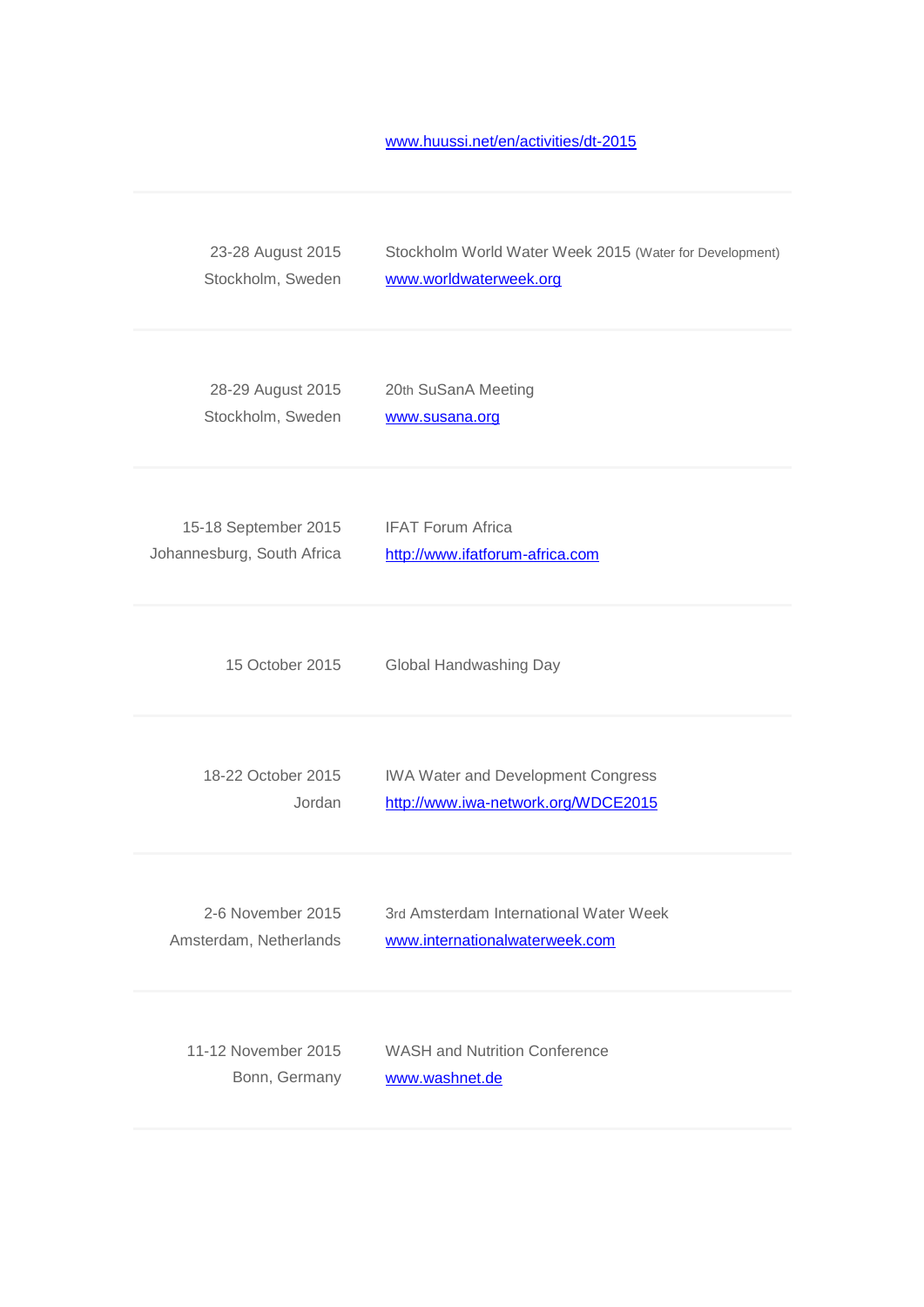www.huussi.net/en/activities/dt-2015

| | |
|---|---|
| 23-28 August 2015<br>Stockholm, Sweden | Stockholm World Water Week 2015 (Water for Development)<br>www.worldwaterweek.org |
| 28-29 August 2015<br>Stockholm, Sweden | 20th SuSanA Meeting<br>www.susana.org |
| 15-18 September 2015<br>Johannesburg, South Africa | IFAT Forum Africa<br>http://www.ifatforum-africa.com |
| 15 October 2015 | Global Handwashing Day |
| 18-22 October 2015<br>Jordan | IWA Water and Development Congress<br>http://www.iwa-network.org/WDCE2015 |
| 2-6 November 2015<br>Amsterdam, Netherlands | 3rd Amsterdam International Water Week<br>www.internationalwaterweek.com |
| 11-12 November 2015<br>Bonn, Germany | WASH and Nutrition Conference<br>www.washnet.de |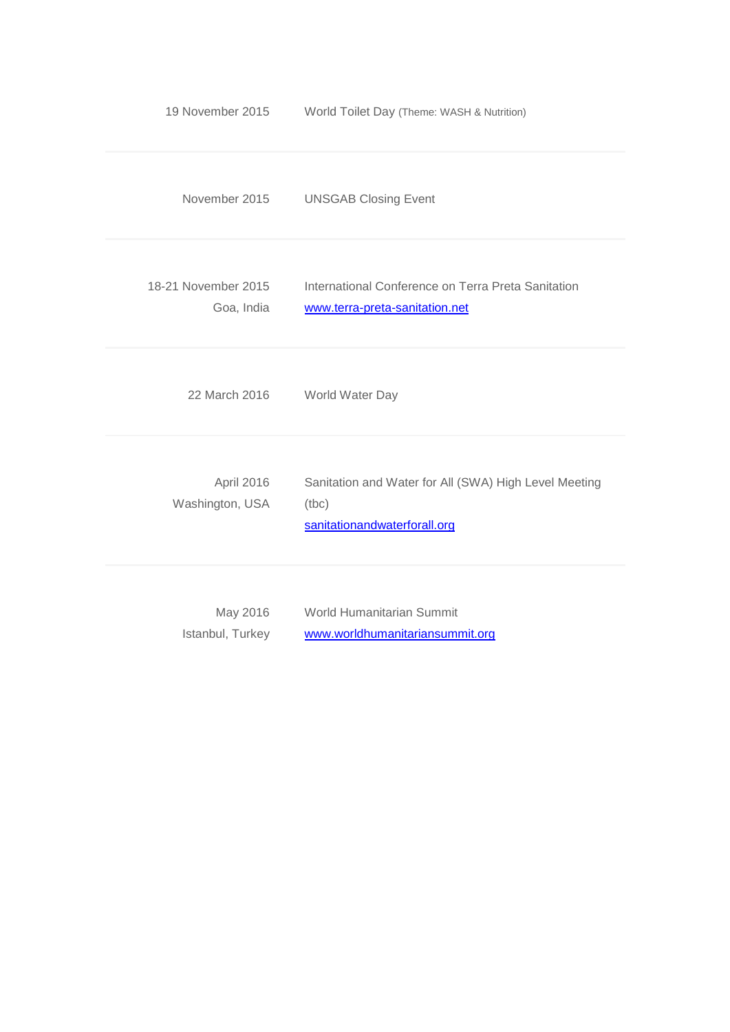| | |
|---|---|
| 19 November 2015 | World Toilet Day (Theme: WASH & Nutrition) |
| November 2015 | UNSGAB Closing Event |
| 18-21 November 2015<br>Goa, India | International Conference on Terra Preta Sanitation<br>[www.terra-preta-sanitation.net](http://www.terra-preta-sanitation.net) |
| 22 March 2016 | World Water Day |
| April 2016<br>Washington, USA | Sanitation and Water for All (SWA) High Level Meeting (tbc)<br>[sanitationandwaterforall.org](http://sanitationandwaterforall.org) |
| May 2016<br>Istanbul, Turkey | World Humanitarian Summit<br>[www.worldhumanitariansummit.org](http://www.worldhumanitariansummit.org) |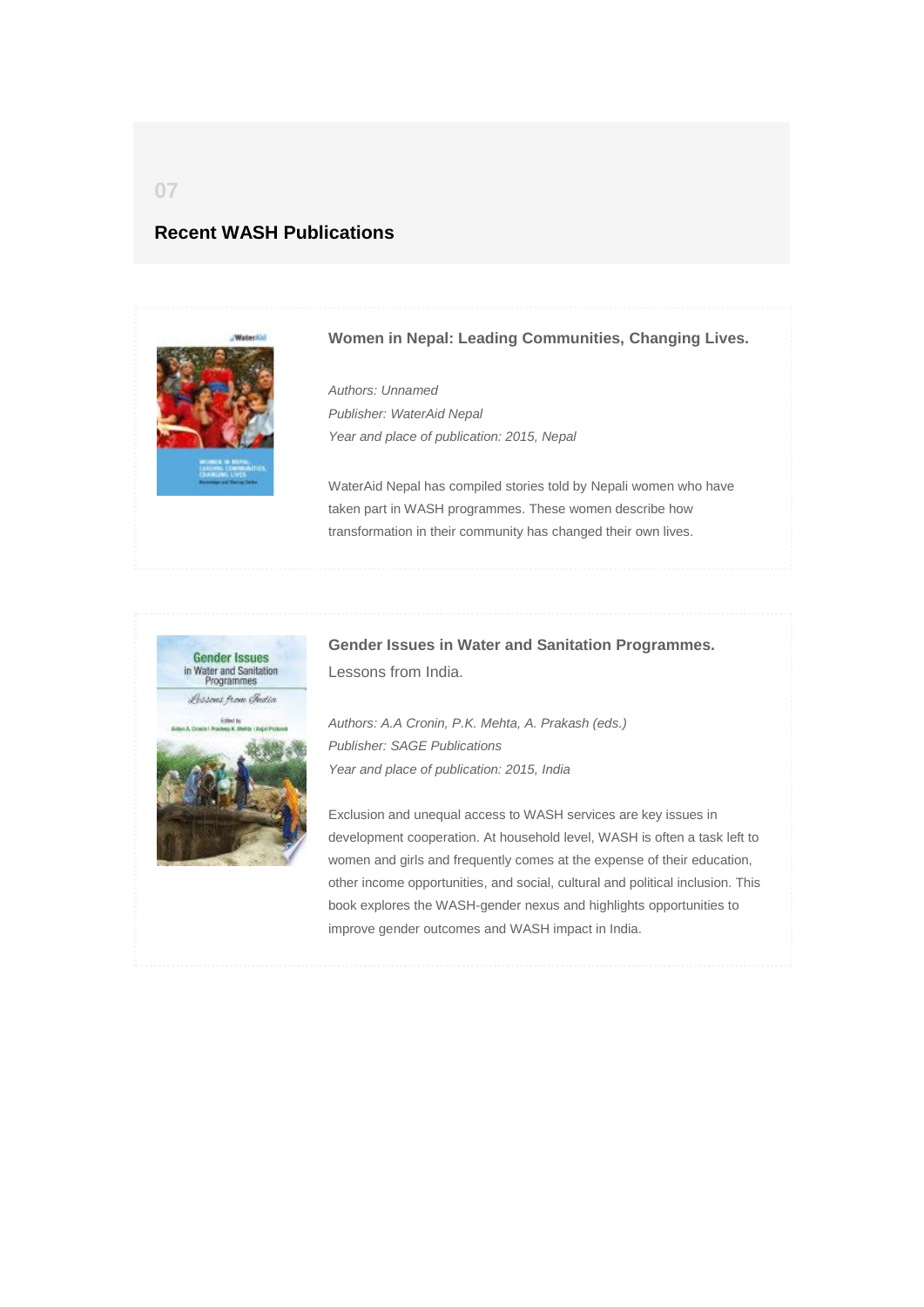07

## Recent WASH Publications

### Women in Nepal: Leading Communities, Changing Lives.

*Authors: Unnamed*
*Publisher: WaterAid Nepal*
*Year and place of publication: 2015, Nepal*

WaterAid Nepal has compiled stories told by Nepali women who have taken part in WASH programmes. These women describe how transformation in their community has changed their own lives.

### Gender Issues in Water and Sanitation Programmes.

Lessons from India.

*Authors: A.A Cronin, P.K. Mehta, A. Prakash (eds.)*
*Publisher: SAGE Publications*
*Year and place of publication: 2015, India*

Exclusion and unequal access to WASH services are key issues in development cooperation. At household level, WASH is often a task left to women and girls and frequently comes at the expense of their education, other income opportunities, and social, cultural and political inclusion. This book explores the WASH-gender nexus and highlights opportunities to improve gender outcomes and WASH impact in India.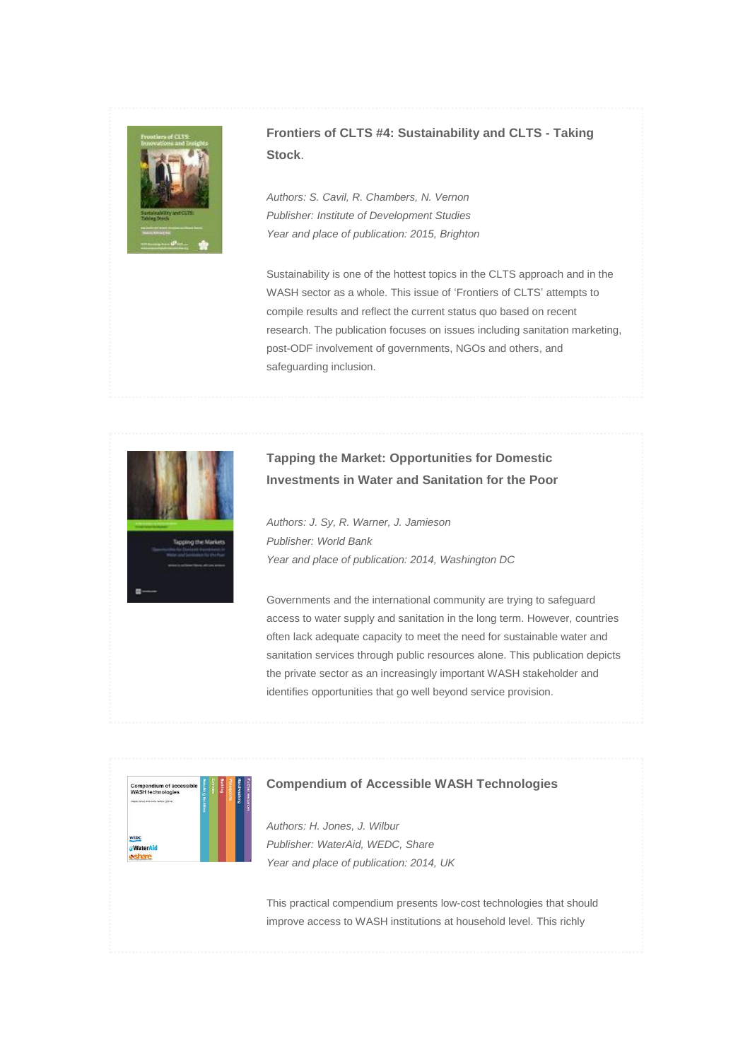### Frontiers of CLTS #4: Sustainability and CLTS - Taking Stock.

*Authors: S. Cavil, R. Chambers, N. Vernon*
*Publisher: Institute of Development Studies*
*Year and place of publication: 2015, Brighton*

Sustainability is one of the hottest topics in the CLTS approach and in the WASH sector as a whole. This issue of 'Frontiers of CLTS' attempts to compile results and reflect the current status quo based on recent research. The publication focuses on issues including sanitation marketing, post-ODF involvement of governments, NGOs and others, and safeguarding inclusion.

### Tapping the Market: Opportunities for Domestic Investments in Water and Sanitation for the Poor

*Authors: J. Sy, R. Warner, J. Jamieson*
*Publisher: World Bank*
*Year and place of publication: 2014, Washington DC*

Governments and the international community are trying to safeguard access to water supply and sanitation in the long term. However, countries often lack adequate capacity to meet the need for sustainable water and sanitation services through public resources alone. This publication depicts the private sector as an increasingly important WASH stakeholder and identifies opportunities that go well beyond service provision.

### Compendium of Accessible WASH Technologies

*Authors: H. Jones, J. Wilbur*
*Publisher: WaterAid, WEDC, Share*
*Year and place of publication: 2014, UK*

This practical compendium presents low-cost technologies that should improve access to WASH institutions at household level. This richly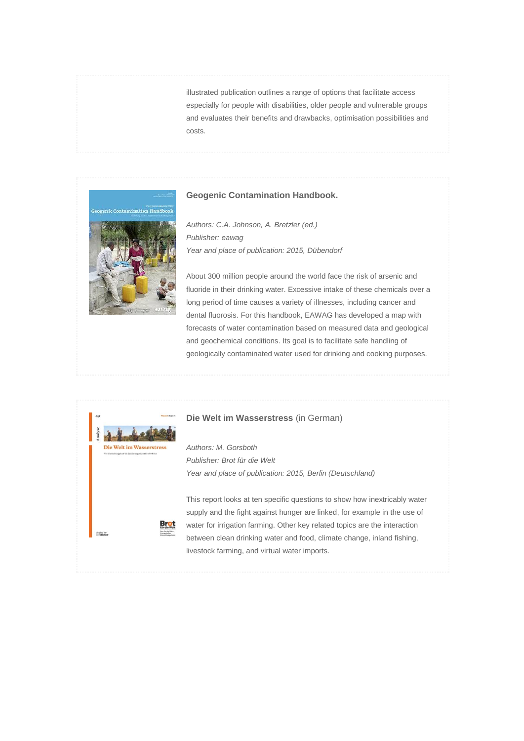illustrated publication outlines a range of options that facilitate access especially for people with disabilities, older people and vulnerable groups and evaluates their benefits and drawbacks, optimisation possibilities and costs.

**Geogenic Contamination Handbook.**

*Authors: C.A. Johnson, A. Bretzler (ed.)*
*Publisher: eawag*
*Year and place of publication: 2015, Dübendorf*

About 300 million people around the world face the risk of arsenic and fluoride in their drinking water. Excessive intake of these chemicals over a long period of time causes a variety of illnesses, including cancer and dental fluorosis. For this handbook, EAWAG has developed a map with forecasts of water contamination based on measured data and geological and geochemical conditions. Its goal is to facilitate safe handling of geologically contaminated water used for drinking and cooking purposes.

**Die Welt im Wasserstress** (in German)

*Authors: M. Gorsboth*
*Publisher: Brot für die Welt*
*Year and place of publication: 2015, Berlin (Deutschland)*

This report looks at ten specific questions to show how inextricably water supply and the fight against hunger are linked, for example in the use of water for irrigation farming. Other key related topics are the interaction between clean drinking water and food, climate change, inland fishing, livestock farming, and virtual water imports.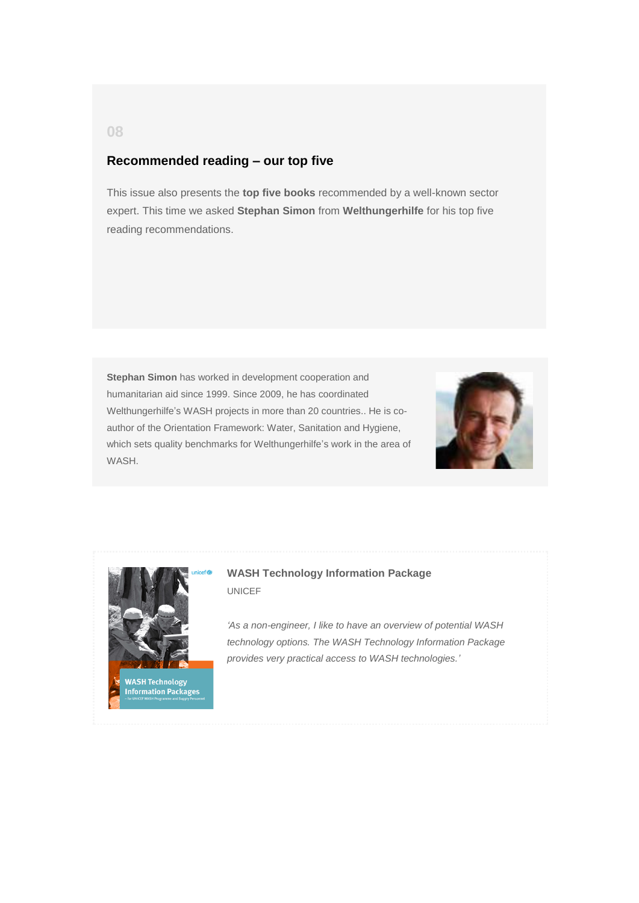08

## Recommended reading – our top five

This issue also presents the **top five books** recommended by a well-known sector expert. This time we asked **Stephan Simon** from **Welthungerhilfe** for his top five reading recommendations.

**Stephan Simon** has worked in development cooperation and humanitarian aid since 1999. Since 2009, he has coordinated Welthungerhilfe's WASH projects in more than 20 countries.. He is co-author of the Orientation Framework: Water, Sanitation and Hygiene, which sets quality benchmarks for Welthungerhilfe's work in the area of WASH.

### WASH Technology Information Package

UNICEF

*'As a non-engineer, I like to have an overview of potential WASH technology options. The WASH Technology Information Package provides very practical access to WASH technologies.'*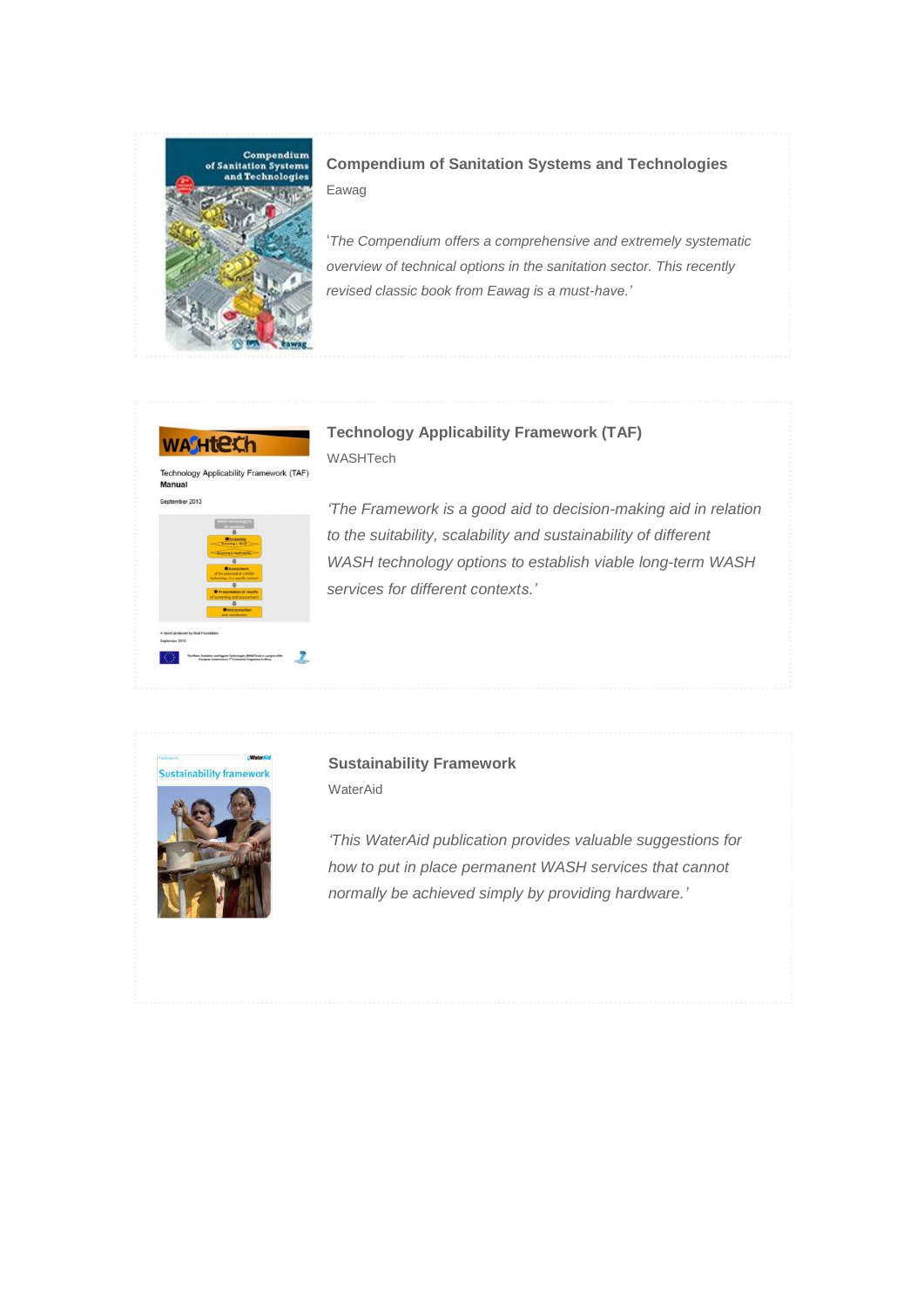### Compendium of Sanitation Systems and Technologies

Eawag

*'The Compendium offers a comprehensive and extremely systematic overview of technical options in the sanitation sector. This recently revised classic book from Eawag is a must-have.'*

### Technology Applicability Framework (TAF)

WASHTech

*'The Framework is a good aid to decision-making aid in relation to the suitability, scalability and sustainability of different WASH technology options to establish viable long-term WASH services for different contexts.'*

### Sustainability Framework

WaterAid

*'This WaterAid publication provides valuable suggestions for how to put in place permanent WASH services that cannot normally be achieved simply by providing hardware.'*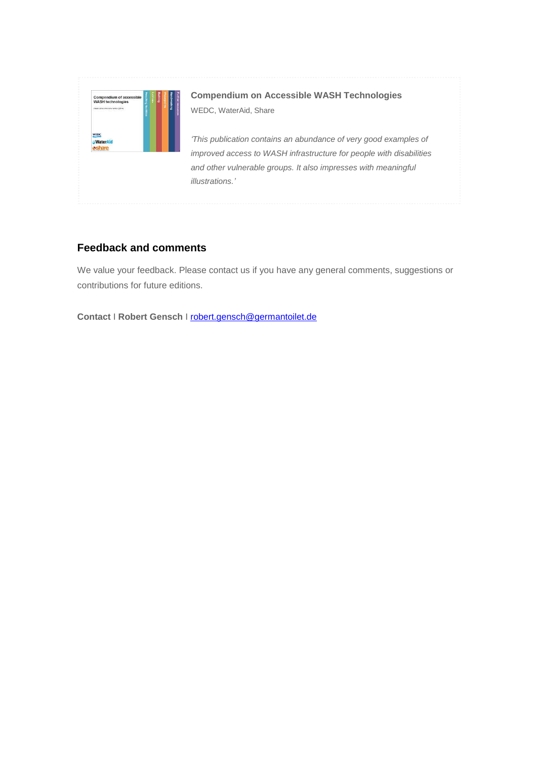**Compendium on Accessible WASH Technologies**

WEDC, WaterAid, Share

*'This publication contains an abundance of very good examples of improved access to WASH infrastructure for people with disabilities and other vulnerable groups. It also impresses with meaningful illustrations.'*

## Feedback and comments

We value your feedback. Please contact us if you have any general comments, suggestions or contributions for future editions.

**Contact** I **Robert Gensch** I robert.gensch@germantoilet.de